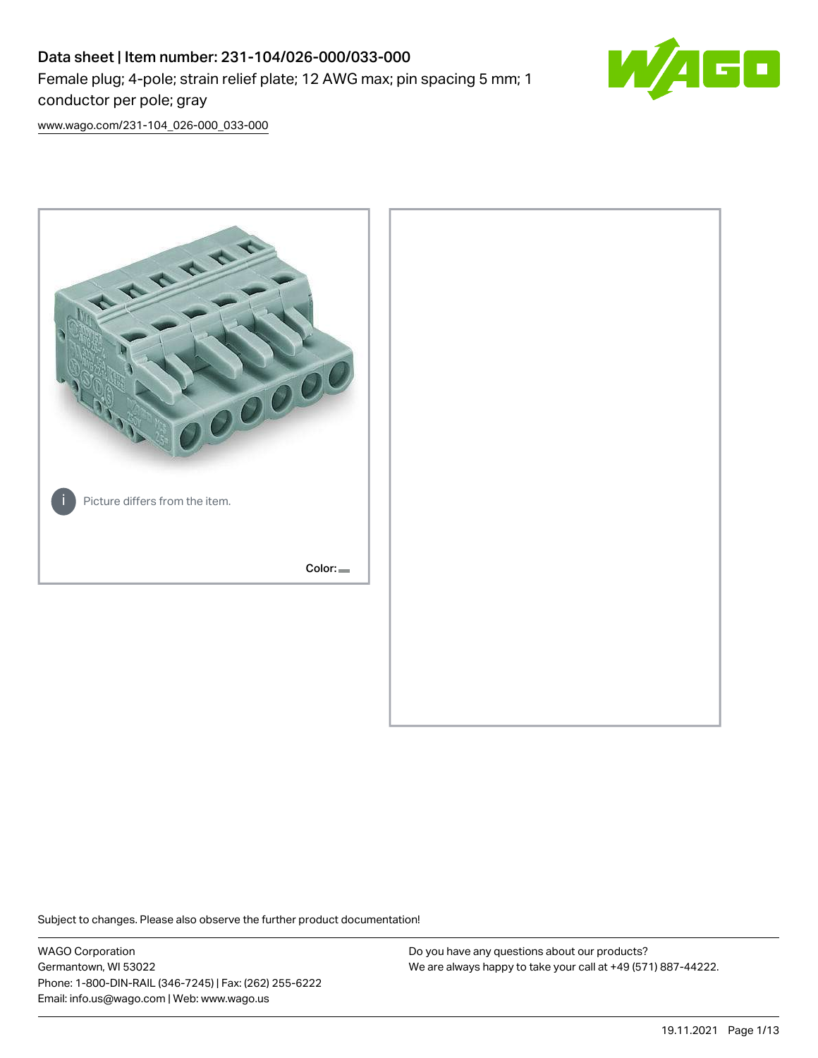# Data sheet | Item number: 231-104/026-000/033-000

Female plug; 4-pole; strain relief plate; 12 AWG max; pin spacing 5 mm; 1 conductor per pole; gray

[www.wago.com/231-104_026-000_033-000](www.wago.com/231-104_026-000_033-000)

Picture differs from the item.

Color:

Subject to changes. Please also observe the further product documentation!

WAGO Corporation
Germantown, WI 53022
Phone: 1-800-DIN-RAIL (346-7245) | Fax: (262) 255-6222
Email: info.us@wago.com | Web: www.wago.us

Do you have any questions about our products?
We are always happy to take your call at +49 (571) 887-44222.

19.11.2021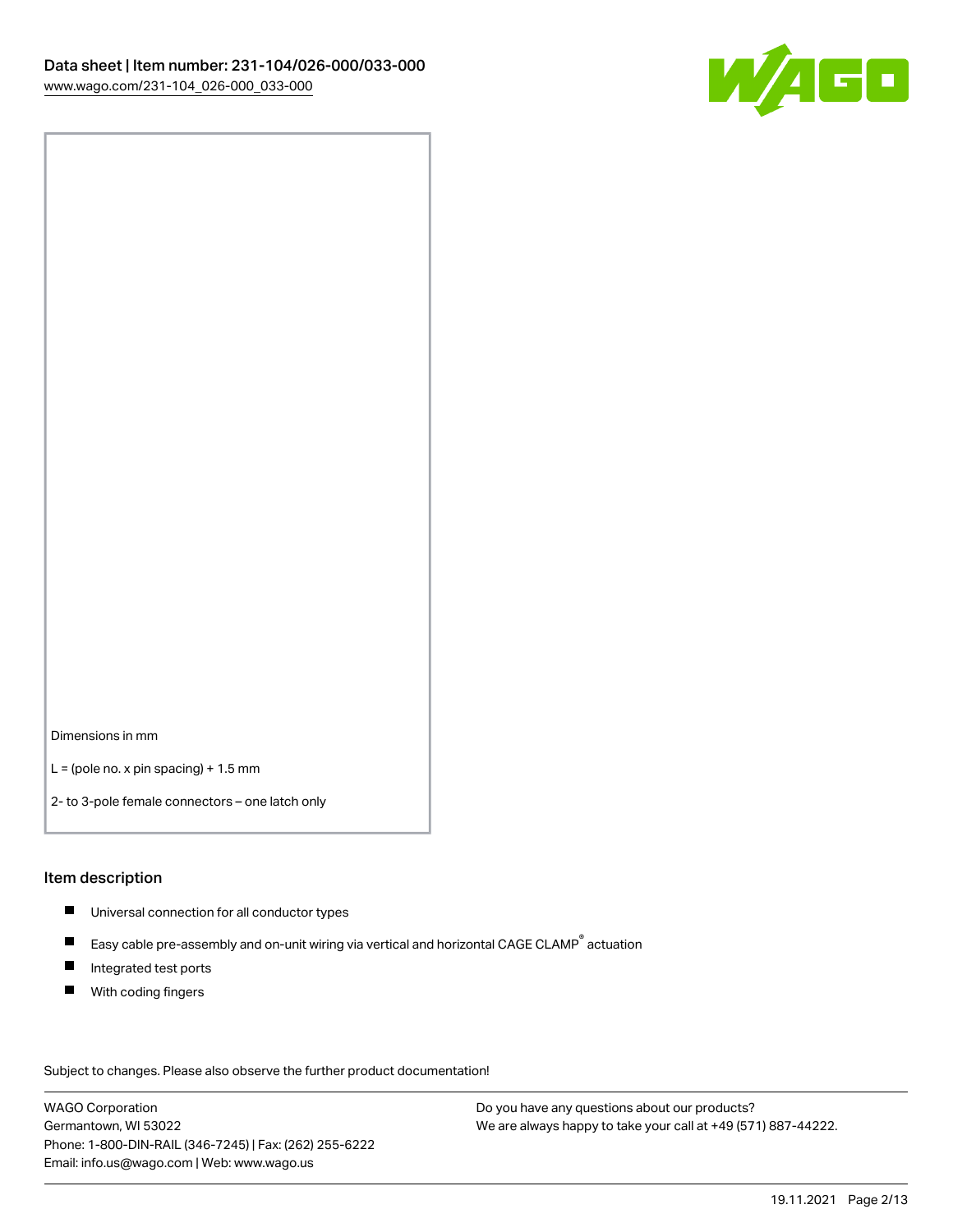Dimensions in mm

L = (pole no. x pin spacing) + 1.5 mm

2- to 3-pole female connectors – one latch only

## Item description

- Universal connection for all conductor types
- Easy cable pre-assembly and on-unit wiring via vertical and horizontal CAGE CLAMP® actuation
- Integrated test ports
- With coding fingers

Subject to changes. Please also observe the further product documentation!

WAGO Corporation
Germantown, WI 53022
Phone: 1-800-DIN-RAIL (346-7245) | Fax: (262) 255-6222
Email: info.us@wago.com | Web: www.wago.us

Do you have any questions about our products?
We are always happy to take your call at +49 (571) 887-44222.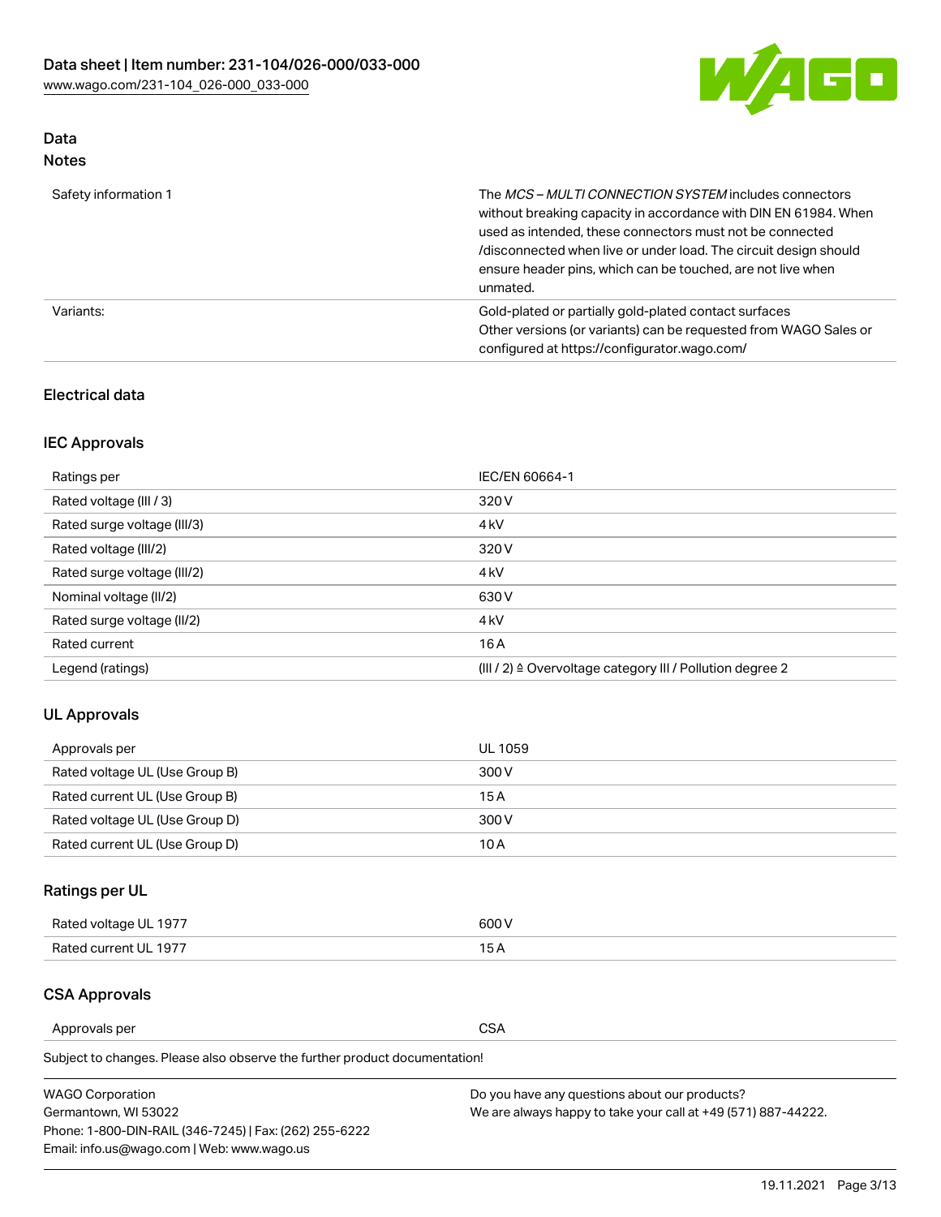## Data
### Notes

| | |
|---|---|
| Safety information 1 | The *MCS – MULTI CONNECTION SYSTEM* includes connectors without breaking capacity in accordance with DIN EN 61984. When used as intended, these connectors must not be connected /disconnected when live or under load. The circuit design should ensure header pins, which can be touched, are not live when unmated. |
| Variants: | Gold-plated or partially gold-plated contact surfaces<br>Other versions (or variants) can be requested from WAGO Sales or configured at https://configurator.wago.com/ |

### Electrical data

#### IEC Approvals

| | |
|---|---|
| Ratings per | IEC/EN 60664-1 |
| Rated voltage (III / 3) | 320 V |
| Rated surge voltage (III/3) | 4 kV |
| Rated voltage (III/2) | 320 V |
| Rated surge voltage (III/2) | 4 kV |
| Nominal voltage (II/2) | 630 V |
| Rated surge voltage (II/2) | 4 kV |
| Rated current | 16 A |
| Legend (ratings) | (III / 2) ≙ Overvoltage category III / Pollution degree 2 |

#### UL Approvals

| | |
|---|---|
| Approvals per | UL 1059 |
| Rated voltage UL (Use Group B) | 300 V |
| Rated current UL (Use Group B) | 15 A |
| Rated voltage UL (Use Group D) | 300 V |
| Rated current UL (Use Group D) | 10 A |

#### Ratings per UL

| | |
|---|---|
| Rated voltage UL 1977 | 600 V |
| Rated current UL 1977 | 15 A |

#### CSA Approvals

| | |
|---|---|
| Approvals per | CSA |

Subject to changes. Please also observe the further product documentation!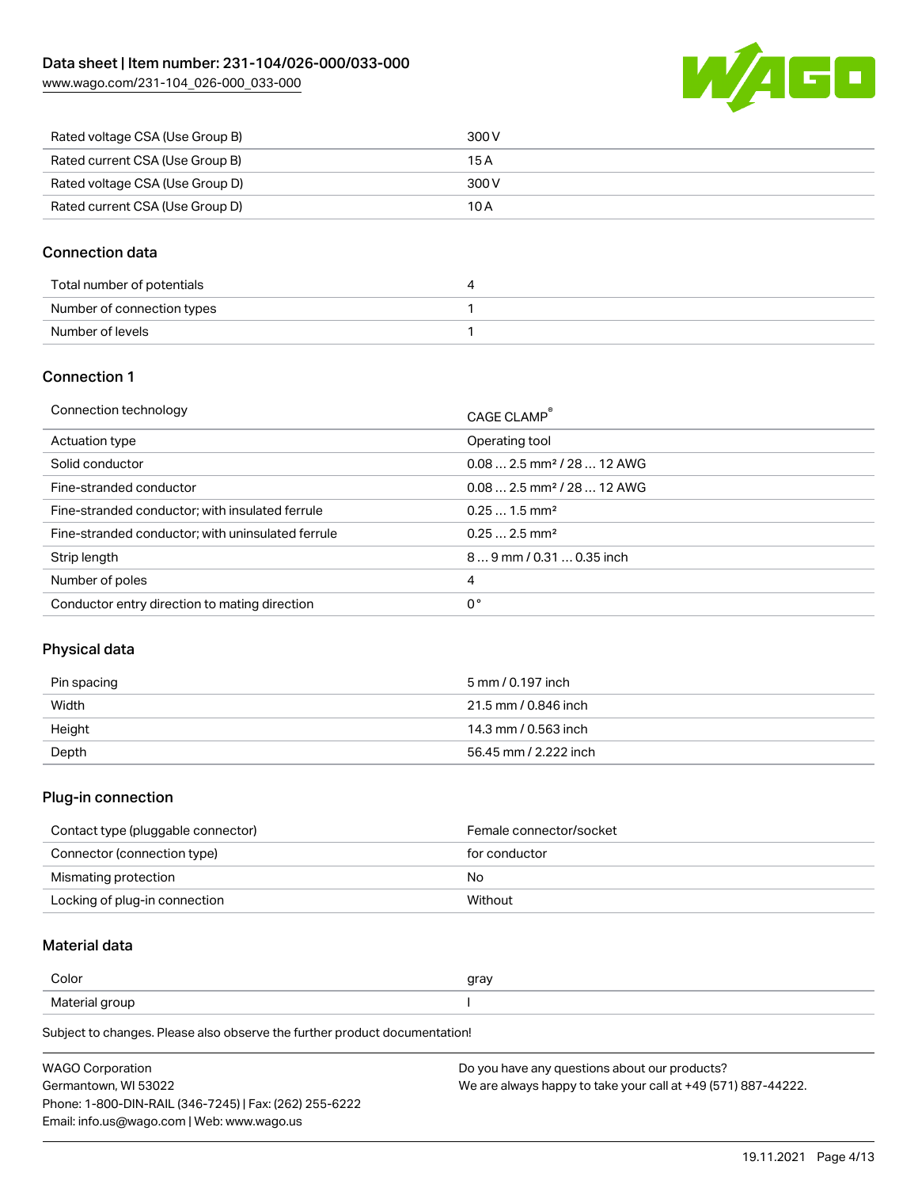| | |
|---|---|
| Rated voltage CSA (Use Group B) | 300 V |
| Rated current CSA (Use Group B) | 15 A |
| Rated voltage CSA (Use Group D) | 300 V |
| Rated current CSA (Use Group D) | 10 A |

## Connection data

| | |
|---|---|
| Total number of potentials | 4 |
| Number of connection types | 1 |
| Number of levels | 1 |

## Connection 1

| | |
|---|---|
| Connection technology | CAGE CLAMP® |
| Actuation type | Operating tool |
| Solid conductor | 0.08 … 2.5 mm² / 28 … 12 AWG |
| Fine-stranded conductor | 0.08 … 2.5 mm² / 28 … 12 AWG |
| Fine-stranded conductor; with insulated ferrule | 0.25 … 1.5 mm² |
| Fine-stranded conductor; with uninsulated ferrule | 0.25 … 2.5 mm² |
| Strip length | 8 … 9 mm / 0.31 … 0.35 inch |
| Number of poles | 4 |
| Conductor entry direction to mating direction | 0° |

## Physical data

| | |
|---|---|
| Pin spacing | 5 mm / 0.197 inch |
| Width | 21.5 mm / 0.846 inch |
| Height | 14.3 mm / 0.563 inch |
| Depth | 56.45 mm / 2.222 inch |

## Plug-in connection

| | |
|---|---|
| Contact type (pluggable connector) | Female connector/socket |
| Connector (connection type) | for conductor |
| Mismating protection | No |
| Locking of plug-in connection | Without |

## Material data

| | |
|---|---|
| Color | gray |
| Material group | I |

Subject to changes. Please also observe the further product documentation!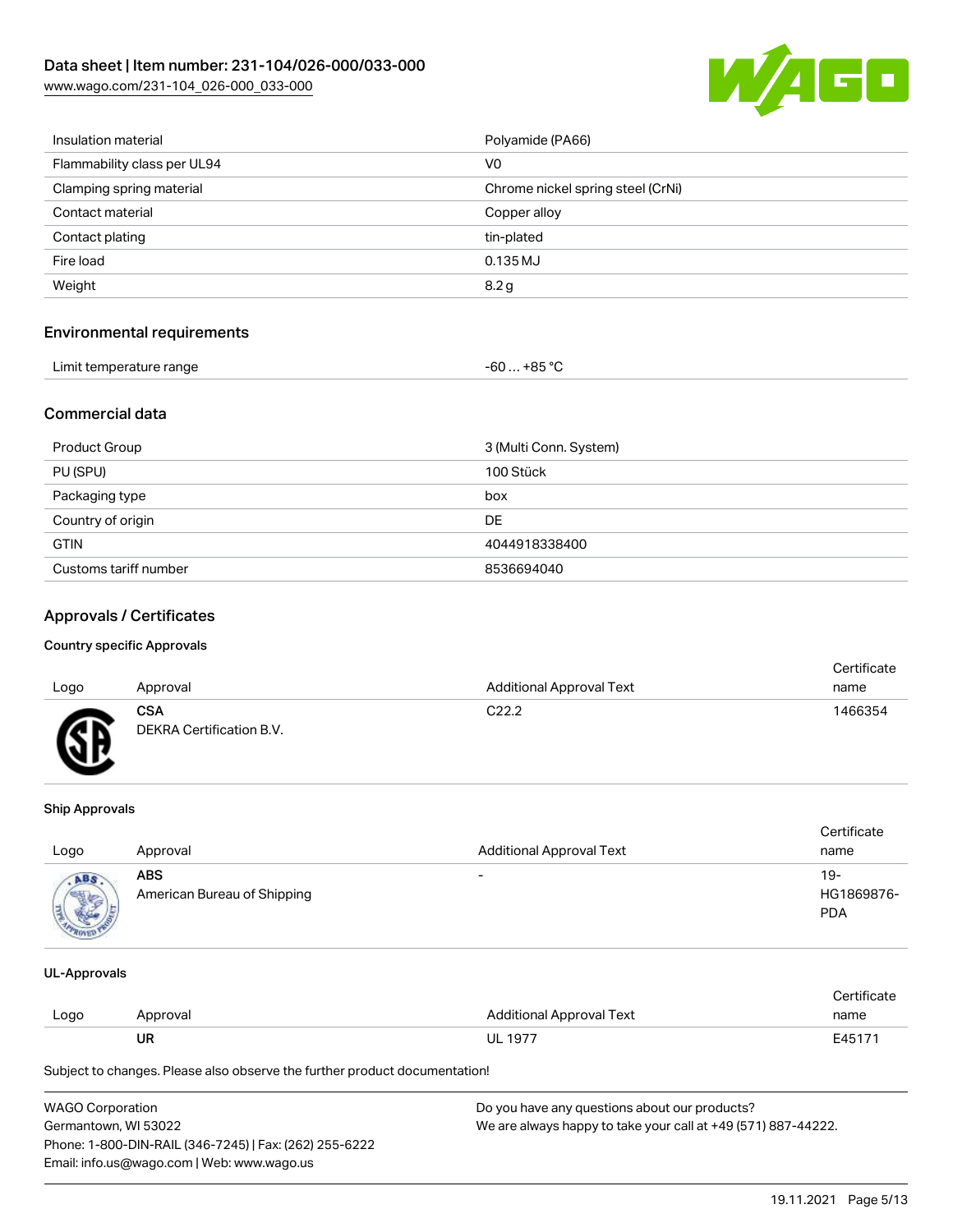| | |
|---|---|
| Insulation material | Polyamide (PA66) |
| Flammability class per UL94 | V0 |
| Clamping spring material | Chrome nickel spring steel (CrNi) |
| Contact material | Copper alloy |
| Contact plating | tin-plated |
| Fire load | 0.135 MJ |
| Weight | 8.2 g |

## Environmental requirements

| | |
|---|---|
| Limit temperature range | -60 … +85 °C |

## Commercial data

| | |
|---|---|
| Product Group | 3 (Multi Conn. System) |
| PU (SPU) | 100 Stück |
| Packaging type | box |
| Country of origin | DE |
| GTIN | 4044918338400 |
| Customs tariff number | 8536694040 |

## Approvals / Certificates

### Country specific Approvals

| Logo | Approval | Additional Approval Text | Certificate name |
|---|---|---|---|
| | **CSA** DEKRA Certification B.V. | C22.2 | 1466354 |

### Ship Approvals

| Logo | Approval | Additional Approval Text | Certificate name |
|---|---|---|---|
| | **ABS** American Bureau of Shipping | - | 19-HG1869876-PDA |

### UL-Approvals

| Logo | Approval | Additional Approval Text | Certificate name |
|---|---|---|---|
| | **UR** | UL 1977 | E45171 |

Subject to changes. Please also observe the further product documentation!

WAGO Corporation
Germantown, WI 53022
Phone: 1-800-DIN-RAIL (346-7245) | Fax: (262) 255-6222
Email: info.us@wago.com | Web: www.wago.us

Do you have any questions about our products?
We are always happy to take your call at +49 (571) 887-44222.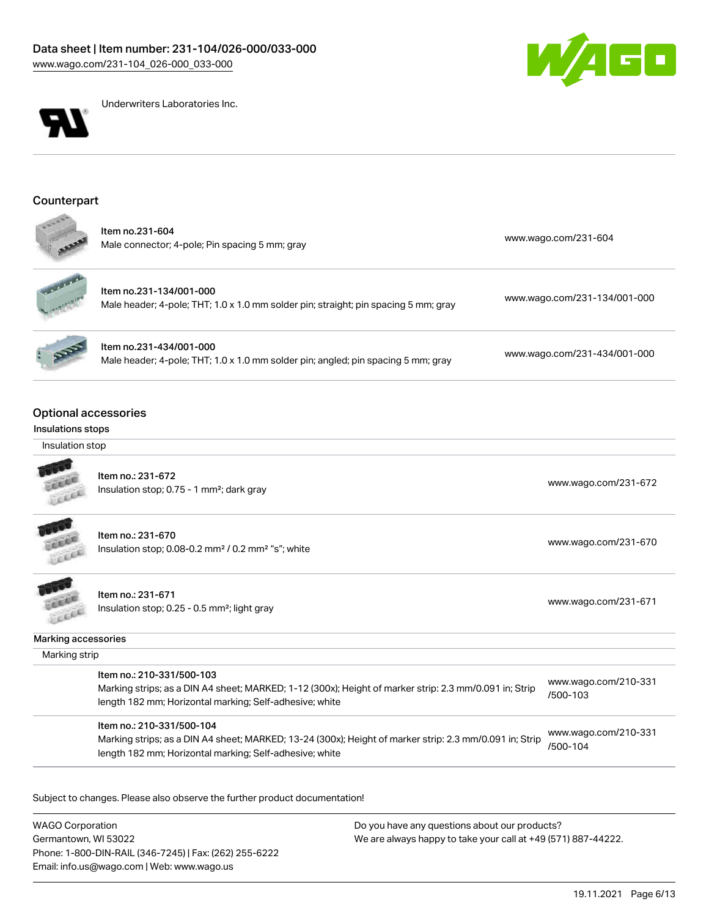Underwriters Laboratories Inc.

## Counterpart

| | |
|---|---|
| Item no.231-604<br>Male connector; 4-pole; Pin spacing 5 mm; gray | www.wago.com/231-604 |
| Item no.231-134/001-000<br>Male header; 4-pole; THT; 1.0 x 1.0 mm solder pin; straight; pin spacing 5 mm; gray | www.wago.com/231-134/001-000 |
| Item no.231-434/001-000<br>Male header; 4-pole; THT; 1.0 x 1.0 mm solder pin; angled; pin spacing 5 mm; gray | www.wago.com/231-434/001-000 |

## Optional accessories

### Insulations stops

Insulation stop

| | |
|---|---|
| Item no.: 231-672<br>Insulation stop; 0.75 - 1 mm²; dark gray | www.wago.com/231-672 |
| Item no.: 231-670<br>Insulation stop; 0.08-0.2 mm² / 0.2 mm² "s"; white | www.wago.com/231-670 |
| Item no.: 231-671<br>Insulation stop; 0.25 - 0.5 mm²; light gray | www.wago.com/231-671 |

### Marking accessories

Marking strip

| | |
|---|---|
| Item no.: 210-331/500-103<br>Marking strips; as a DIN A4 sheet; MARKED; 1-12 (300x); Height of marker strip: 2.3 mm/0.091 in; Strip length 182 mm; Horizontal marking; Self-adhesive; white | www.wago.com/210-331/500-103 |
| Item no.: 210-331/500-104<br>Marking strips; as a DIN A4 sheet; MARKED; 13-24 (300x); Height of marker strip: 2.3 mm/0.091 in; Strip length 182 mm; Horizontal marking; Self-adhesive; white | www.wago.com/210-331/500-104 |

Subject to changes. Please also observe the further product documentation!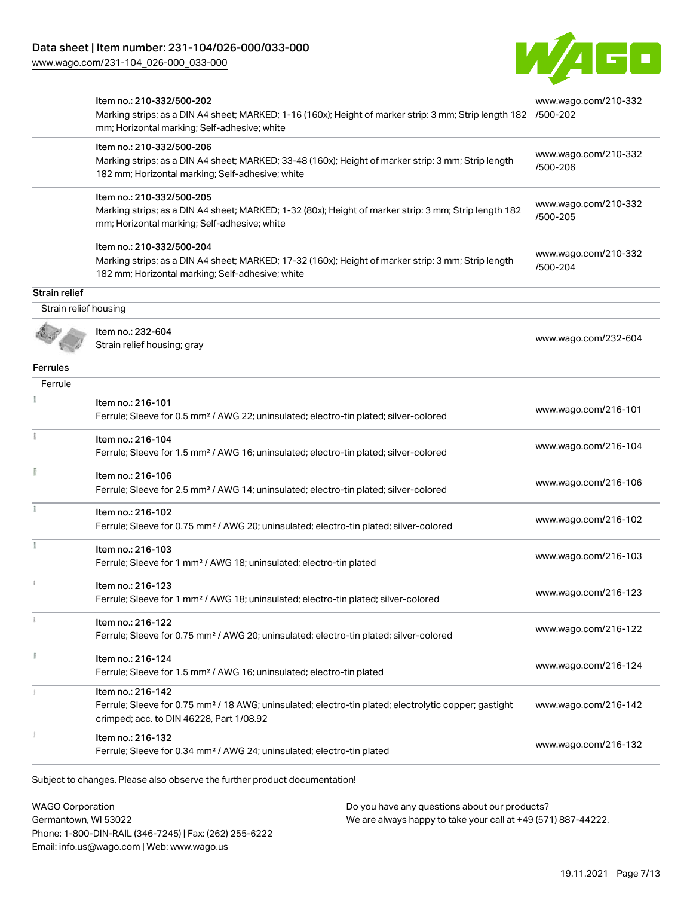| | | |
|---|---|---|
| | Item no.: 210-332/500-202<br>Marking strips; as a DIN A4 sheet; MARKED; 1-16 (160x); Height of marker strip: 3 mm; Strip length 182 mm; Horizontal marking; Self-adhesive; white | www.wago.com/210-332/500-202 |
| | Item no.: 210-332/500-206<br>Marking strips; as a DIN A4 sheet; MARKED; 33-48 (160x); Height of marker strip: 3 mm; Strip length 182 mm; Horizontal marking; Self-adhesive; white | www.wago.com/210-332/500-206 |
| | Item no.: 210-332/500-205<br>Marking strips; as a DIN A4 sheet; MARKED; 1-32 (80x); Height of marker strip: 3 mm; Strip length 182 mm; Horizontal marking; Self-adhesive; white | www.wago.com/210-332/500-205 |
| | Item no.: 210-332/500-204<br>Marking strips; as a DIN A4 sheet; MARKED; 17-32 (160x); Height of marker strip: 3 mm; Strip length 182 mm; Horizontal marking; Self-adhesive; white | www.wago.com/210-332/500-204 |

**Strain relief**

Strain relief housing

| | | |
|---|---|---|
| | Item no.: 232-604<br>Strain relief housing; gray | www.wago.com/232-604 |

**Ferrules**

Ferrule

| | | |
|---|---|---|
| | Item no.: 216-101<br>Ferrule; Sleeve for 0.5 mm² / AWG 22; uninsulated; electro-tin plated; silver-colored | www.wago.com/216-101 |
| | Item no.: 216-104<br>Ferrule; Sleeve for 1.5 mm² / AWG 16; uninsulated; electro-tin plated; silver-colored | www.wago.com/216-104 |
| | Item no.: 216-106<br>Ferrule; Sleeve for 2.5 mm² / AWG 14; uninsulated; electro-tin plated; silver-colored | www.wago.com/216-106 |
| | Item no.: 216-102<br>Ferrule; Sleeve for 0.75 mm² / AWG 20; uninsulated; electro-tin plated; silver-colored | www.wago.com/216-102 |
| | Item no.: 216-103<br>Ferrule; Sleeve for 1 mm² / AWG 18; uninsulated; electro-tin plated | www.wago.com/216-103 |
| | Item no.: 216-123<br>Ferrule; Sleeve for 1 mm² / AWG 18; uninsulated; electro-tin plated; silver-colored | www.wago.com/216-123 |
| | Item no.: 216-122<br>Ferrule; Sleeve for 0.75 mm² / AWG 20; uninsulated; electro-tin plated; silver-colored | www.wago.com/216-122 |
| | Item no.: 216-124<br>Ferrule; Sleeve for 1.5 mm² / AWG 16; uninsulated; electro-tin plated | www.wago.com/216-124 |
| | Item no.: 216-142<br>Ferrule; Sleeve for 0.75 mm² / 18 AWG; uninsulated; electro-tin plated; electrolytic copper; gastight crimped; acc. to DIN 46228, Part 1/08.92 | www.wago.com/216-142 |
| | Item no.: 216-132<br>Ferrule; Sleeve for 0.34 mm² / AWG 24; uninsulated; electro-tin plated | www.wago.com/216-132 |

Subject to changes. Please also observe the further product documentation!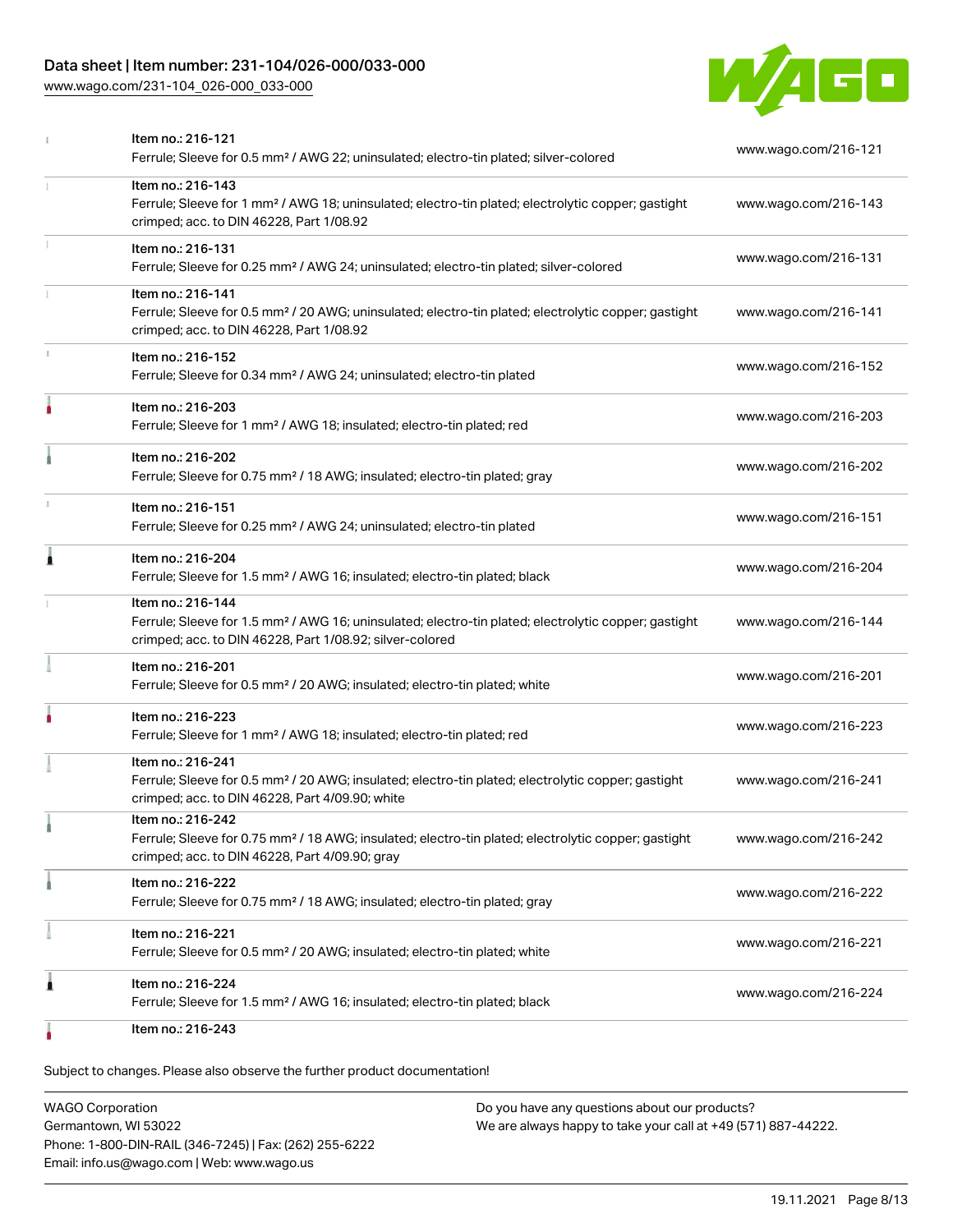| Item | Link |
| --- | --- |
| Item no.: 216-121<br>Ferrule; Sleeve for 0.5 mm² / AWG 22; uninsulated; electro-tin plated; silver-colored | www.wago.com/216-121 |
| Item no.: 216-143<br>Ferrule; Sleeve for 1 mm² / AWG 18; uninsulated; electro-tin plated; electrolytic copper; gastight crimped; acc. to DIN 46228, Part 1/08.92 | www.wago.com/216-143 |
| Item no.: 216-131<br>Ferrule; Sleeve for 0.25 mm² / AWG 24; uninsulated; electro-tin plated; silver-colored | www.wago.com/216-131 |
| Item no.: 216-141<br>Ferrule; Sleeve for 0.5 mm² / 20 AWG; uninsulated; electro-tin plated; electrolytic copper; gastight crimped; acc. to DIN 46228, Part 1/08.92 | www.wago.com/216-141 |
| Item no.: 216-152<br>Ferrule; Sleeve for 0.34 mm² / AWG 24; uninsulated; electro-tin plated | www.wago.com/216-152 |
| Item no.: 216-203<br>Ferrule; Sleeve for 1 mm² / AWG 18; insulated; electro-tin plated; red | www.wago.com/216-203 |
| Item no.: 216-202<br>Ferrule; Sleeve for 0.75 mm² / 18 AWG; insulated; electro-tin plated; gray | www.wago.com/216-202 |
| Item no.: 216-151<br>Ferrule; Sleeve for 0.25 mm² / AWG 24; uninsulated; electro-tin plated | www.wago.com/216-151 |
| Item no.: 216-204<br>Ferrule; Sleeve for 1.5 mm² / AWG 16; insulated; electro-tin plated; black | www.wago.com/216-204 |
| Item no.: 216-144<br>Ferrule; Sleeve for 1.5 mm² / AWG 16; uninsulated; electro-tin plated; electrolytic copper; gastight crimped; acc. to DIN 46228, Part 1/08.92; silver-colored | www.wago.com/216-144 |
| Item no.: 216-201<br>Ferrule; Sleeve for 0.5 mm² / 20 AWG; insulated; electro-tin plated; white | www.wago.com/216-201 |
| Item no.: 216-223<br>Ferrule; Sleeve for 1 mm² / AWG 18; insulated; electro-tin plated; red | www.wago.com/216-223 |
| Item no.: 216-241<br>Ferrule; Sleeve for 0.5 mm² / 20 AWG; insulated; electro-tin plated; electrolytic copper; gastight crimped; acc. to DIN 46228, Part 4/09.90; white | www.wago.com/216-241 |
| Item no.: 216-242<br>Ferrule; Sleeve for 0.75 mm² / 18 AWG; insulated; electro-tin plated; electrolytic copper; gastight crimped; acc. to DIN 46228, Part 4/09.90; gray | www.wago.com/216-242 |
| Item no.: 216-222<br>Ferrule; Sleeve for 0.75 mm² / 18 AWG; insulated; electro-tin plated; gray | www.wago.com/216-222 |
| Item no.: 216-221<br>Ferrule; Sleeve for 0.5 mm² / 20 AWG; insulated; electro-tin plated; white | www.wago.com/216-221 |
| Item no.: 216-224<br>Ferrule; Sleeve for 1.5 mm² / AWG 16; insulated; electro-tin plated; black | www.wago.com/216-224 |
| Item no.: 216-243 | |

Subject to changes. Please also observe the further product documentation!

WAGO Corporation
Germantown, WI 53022
Phone: 1-800-DIN-RAIL (346-7245) | Fax: (262) 255-6222
Email: info.us@wago.com | Web: www.wago.us

Do you have any questions about our products?
We are always happy to take your call at +49 (571) 887-44222.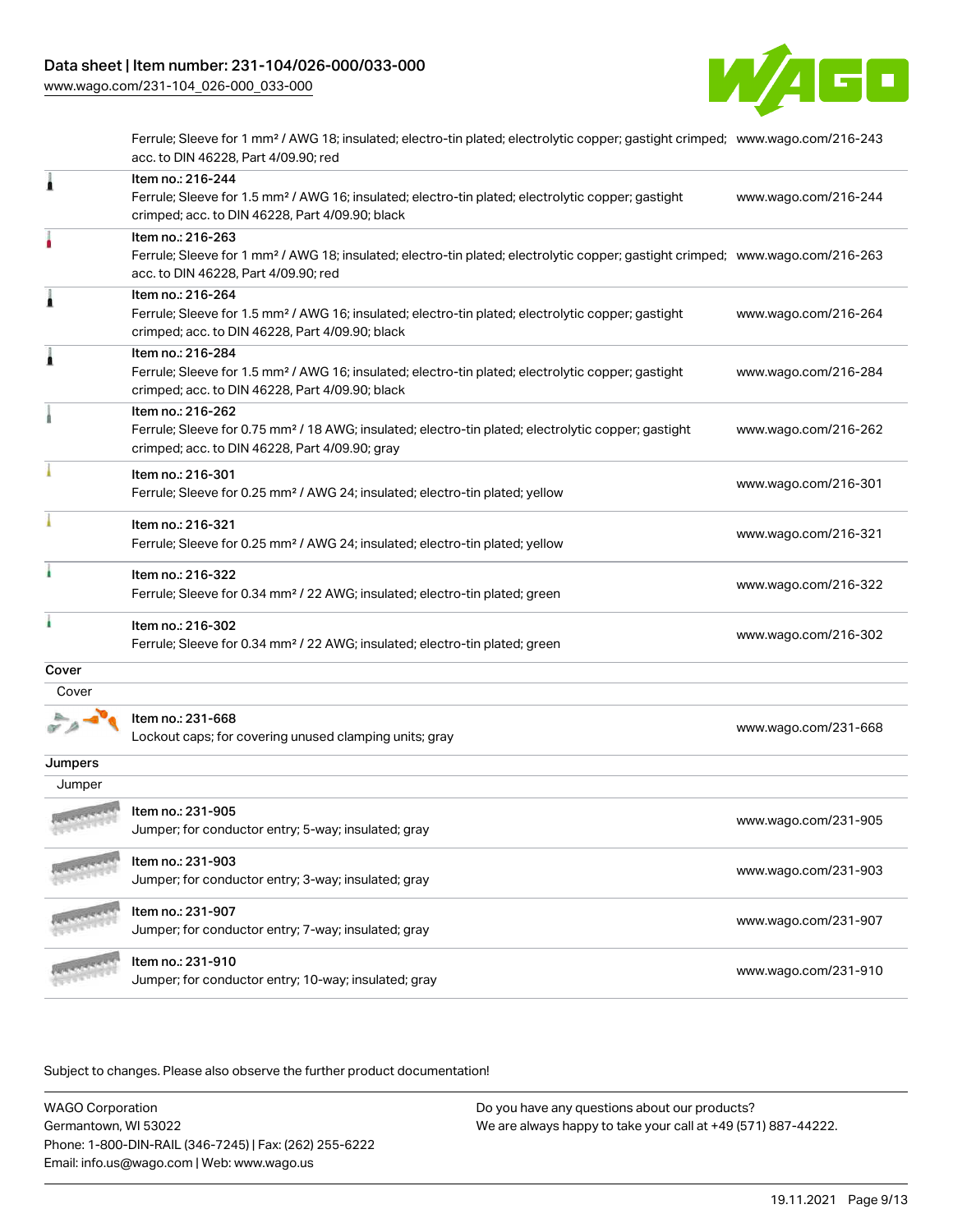| | | |
|---|---|---|
| | Ferrule; Sleeve for 1 mm² / AWG 18; insulated; electro-tin plated; electrolytic copper; gastight crimped; acc. to DIN 46228, Part 4/09.90; red | www.wago.com/216-243 |
| | Item no.: 216-244<br>Ferrule; Sleeve for 1.5 mm² / AWG 16; insulated; electro-tin plated; electrolytic copper; gastight crimped; acc. to DIN 46228, Part 4/09.90; black | www.wago.com/216-244 |
| | Item no.: 216-263<br>Ferrule; Sleeve for 1 mm² / AWG 18; insulated; electro-tin plated; electrolytic copper; gastight crimped; acc. to DIN 46228, Part 4/09.90; red | www.wago.com/216-263 |
| | Item no.: 216-264<br>Ferrule; Sleeve for 1.5 mm² / AWG 16; insulated; electro-tin plated; electrolytic copper; gastight crimped; acc. to DIN 46228, Part 4/09.90; black | www.wago.com/216-264 |
| | Item no.: 216-284<br>Ferrule; Sleeve for 1.5 mm² / AWG 16; insulated; electro-tin plated; electrolytic copper; gastight crimped; acc. to DIN 46228, Part 4/09.90; black | www.wago.com/216-284 |
| | Item no.: 216-262<br>Ferrule; Sleeve for 0.75 mm² / 18 AWG; insulated; electro-tin plated; electrolytic copper; gastight crimped; acc. to DIN 46228, Part 4/09.90; gray | www.wago.com/216-262 |
| | Item no.: 216-301<br>Ferrule; Sleeve for 0.25 mm² / AWG 24; insulated; electro-tin plated; yellow | www.wago.com/216-301 |
| | Item no.: 216-321<br>Ferrule; Sleeve for 0.25 mm² / AWG 24; insulated; electro-tin plated; yellow | www.wago.com/216-321 |
| | Item no.: 216-322<br>Ferrule; Sleeve for 0.34 mm² / 22 AWG; insulated; electro-tin plated; green | www.wago.com/216-322 |
| | Item no.: 216-302<br>Ferrule; Sleeve for 0.34 mm² / 22 AWG; insulated; electro-tin plated; green | www.wago.com/216-302 |

**Cover**

| Cover | | |
|---|---|---|
| | Item no.: 231-668<br>Lockout caps; for covering unused clamping units; gray | www.wago.com/231-668 |

**Jumpers**

| Jumper | | |
|---|---|---|
| | Item no.: 231-905<br>Jumper; for conductor entry; 5-way; insulated; gray | www.wago.com/231-905 |
| | Item no.: 231-903<br>Jumper; for conductor entry; 3-way; insulated; gray | www.wago.com/231-903 |
| | Item no.: 231-907<br>Jumper; for conductor entry; 7-way; insulated; gray | www.wago.com/231-907 |
| | Item no.: 231-910<br>Jumper; for conductor entry; 10-way; insulated; gray | www.wago.com/231-910 |

Subject to changes. Please also observe the further product documentation!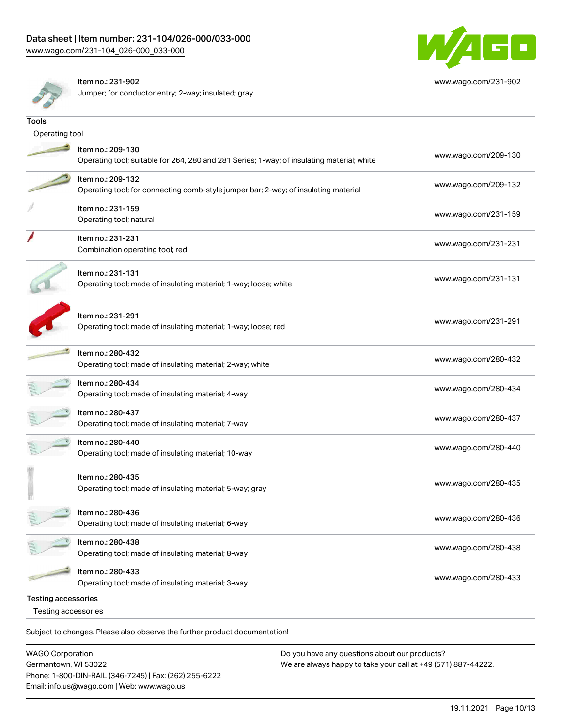| | |
|---|---|
| Item no.: 231-902<br>Jumper; for conductor entry; 2-way; insulated; gray | www.wago.com/231-902 |

## Tools

### Operating tool

| | |
|---|---|
| Item no.: 209-130<br>Operating tool; suitable for 264, 280 and 281 Series; 1-way; of insulating material; white | www.wago.com/209-130 |
| Item no.: 209-132<br>Operating tool; for connecting comb-style jumper bar; 2-way; of insulating material | www.wago.com/209-132 |
| Item no.: 231-159<br>Operating tool; natural | www.wago.com/231-159 |
| Item no.: 231-231<br>Combination operating tool; red | www.wago.com/231-231 |
| Item no.: 231-131<br>Operating tool; made of insulating material; 1-way; loose; white | www.wago.com/231-131 |
| Item no.: 231-291<br>Operating tool; made of insulating material; 1-way; loose; red | www.wago.com/231-291 |
| Item no.: 280-432<br>Operating tool; made of insulating material; 2-way; white | www.wago.com/280-432 |
| Item no.: 280-434<br>Operating tool; made of insulating material; 4-way | www.wago.com/280-434 |
| Item no.: 280-437<br>Operating tool; made of insulating material; 7-way | www.wago.com/280-437 |
| Item no.: 280-440<br>Operating tool; made of insulating material; 10-way | www.wago.com/280-440 |
| Item no.: 280-435<br>Operating tool; made of insulating material; 5-way; gray | www.wago.com/280-435 |
| Item no.: 280-436<br>Operating tool; made of insulating material; 6-way | www.wago.com/280-436 |
| Item no.: 280-438<br>Operating tool; made of insulating material; 8-way | www.wago.com/280-438 |
| Item no.: 280-433<br>Operating tool; made of insulating material; 3-way | www.wago.com/280-433 |

## Testing accessories

### Testing accessories

Subject to changes. Please also observe the further product documentation!

WAGO Corporation
Germantown, WI 53022
Phone: 1-800-DIN-RAIL (346-7245) | Fax: (262) 255-6222
Email: info.us@wago.com | Web: www.wago.us

Do you have any questions about our products?
We are always happy to take your call at +49 (571) 887-44222.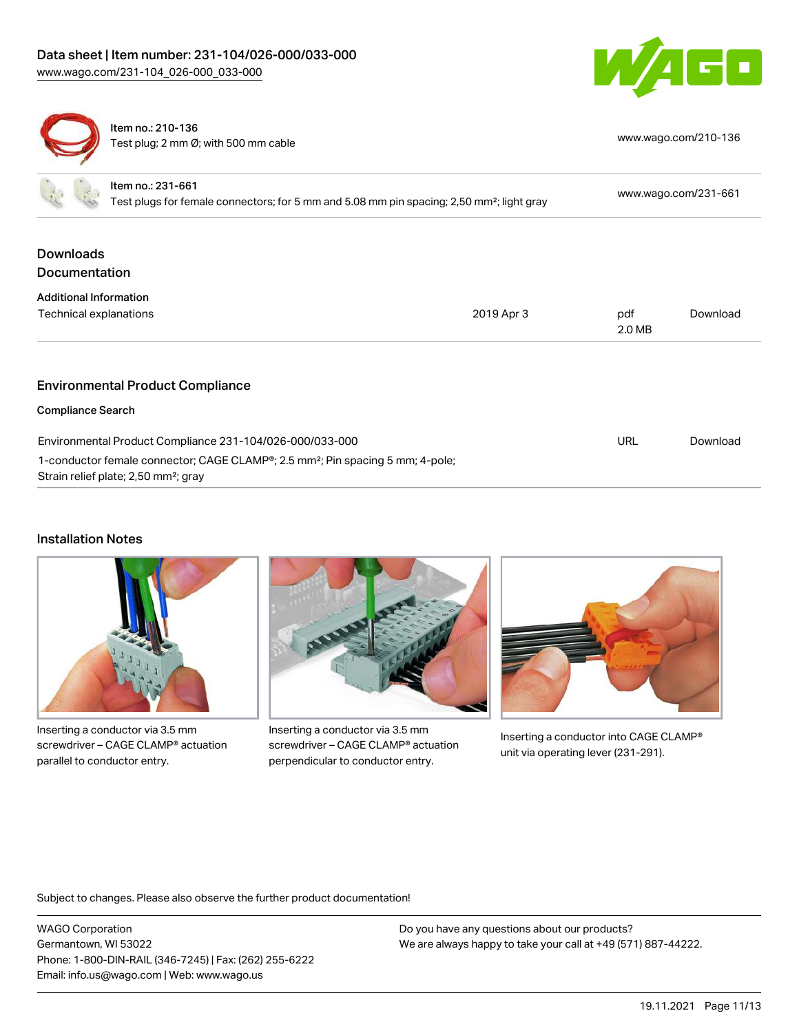| | |
|---|---|
| Item no.: 210-136<br>Test plug; 2 mm Ø; with 500 mm cable | www.wago.com/210-136 |
| Item no.: 231-661<br>Test plugs for female connectors; for 5 mm and 5.08 mm pin spacing; 2,50 mm²; light gray | www.wago.com/231-661 |

## Downloads

### Documentation

**Additional Information**

| | | | |
|---|---|---|---|
| Technical explanations | 2019 Apr 3 | pdf<br>2.0 MB | Download |

## Environmental Product Compliance

**Compliance Search**

| | | |
|---|---|---|
| Environmental Product Compliance 231-104/026-000/033-000<br>1-conductor female connector; CAGE CLAMP®; 2.5 mm²; Pin spacing 5 mm; 4-pole; Strain relief plate; 2,50 mm²; gray | URL | Download |

## Installation Notes

Inserting a conductor via 3.5 mm screwdriver – CAGE CLAMP® actuation parallel to conductor entry.

Inserting a conductor via 3.5 mm screwdriver – CAGE CLAMP® actuation perpendicular to conductor entry.

Inserting a conductor into CAGE CLAMP® unit via operating lever (231-291).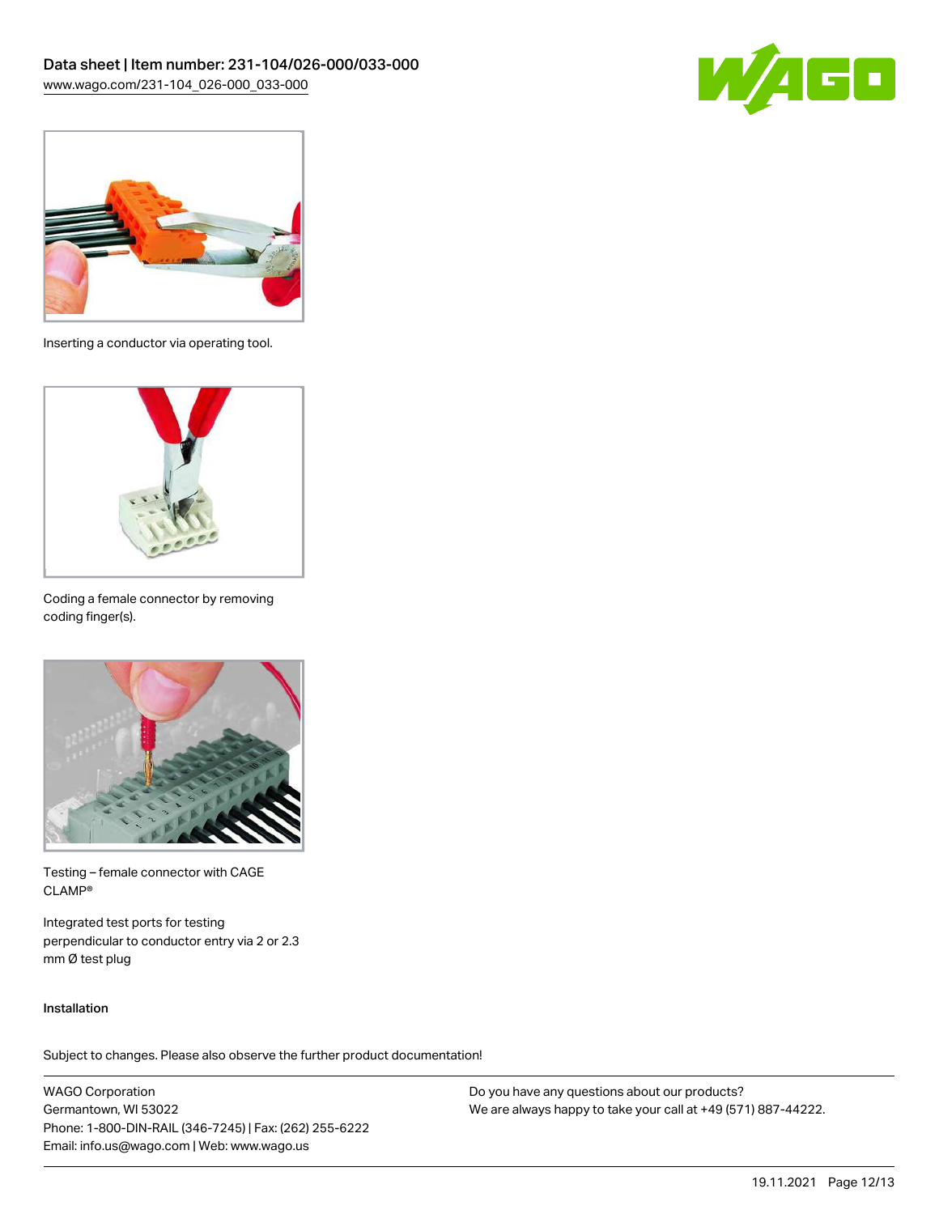Inserting a conductor via operating tool.

Coding a female connector by removing coding finger(s).

Testing – female connector with CAGE CLAMP®

Integrated test ports for testing perpendicular to conductor entry via 2 or 2.3 mm Ø test plug

### Installation

Subject to changes. Please also observe the further product documentation!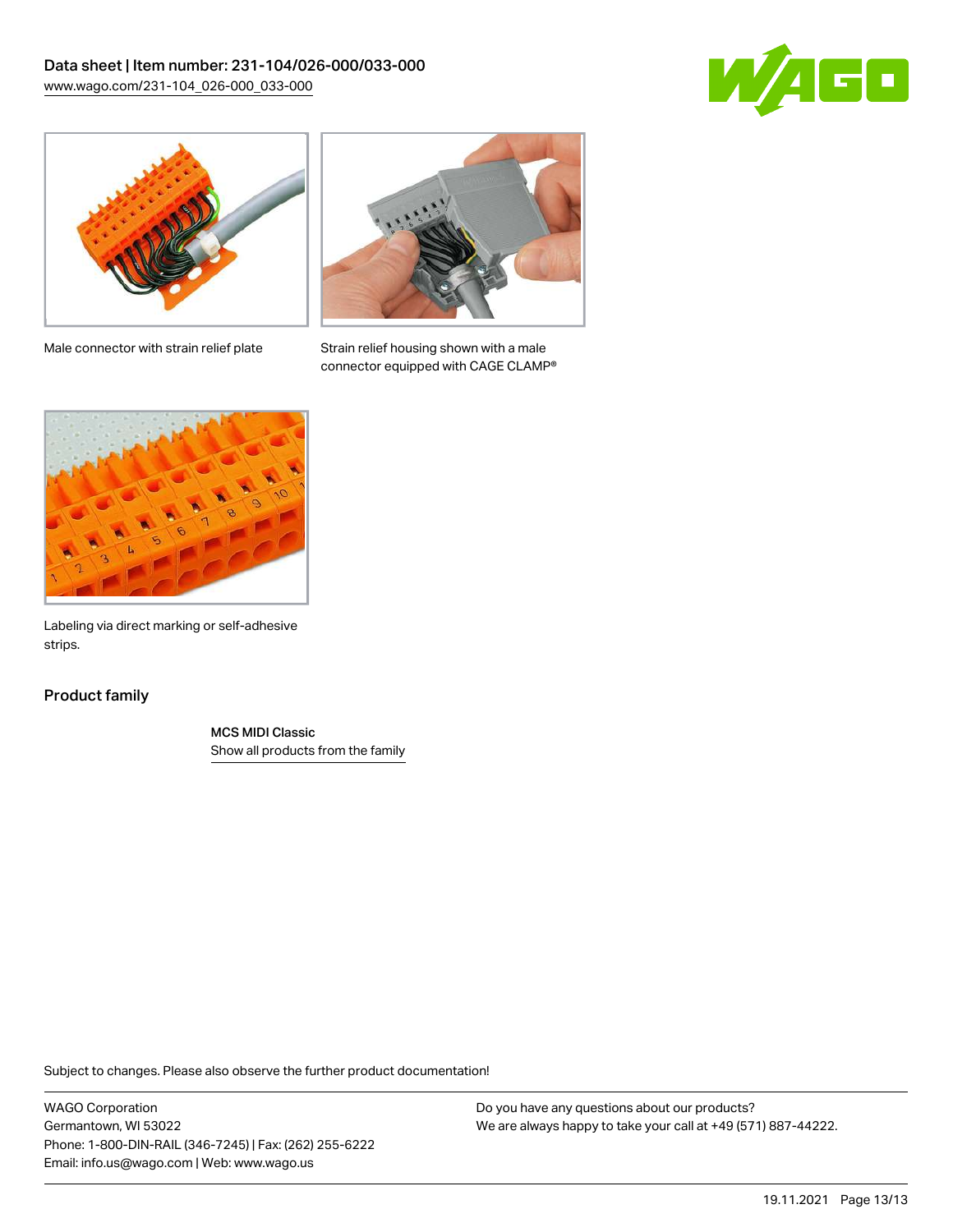Male connector with strain relief plate

Strain relief housing shown with a male connector equipped with CAGE CLAMP®

Labeling via direct marking or self-adhesive strips.

## Product family

MCS MIDI Classic
Show all products from the family

Subject to changes. Please also observe the further product documentation!

WAGO Corporation
Germantown, WI 53022
Phone: 1-800-DIN-RAIL (346-7245) | Fax: (262) 255-6222
Email: info.us@wago.com | Web: www.wago.us

Do you have any questions about our products?
We are always happy to take your call at +49 (571) 887-44222.